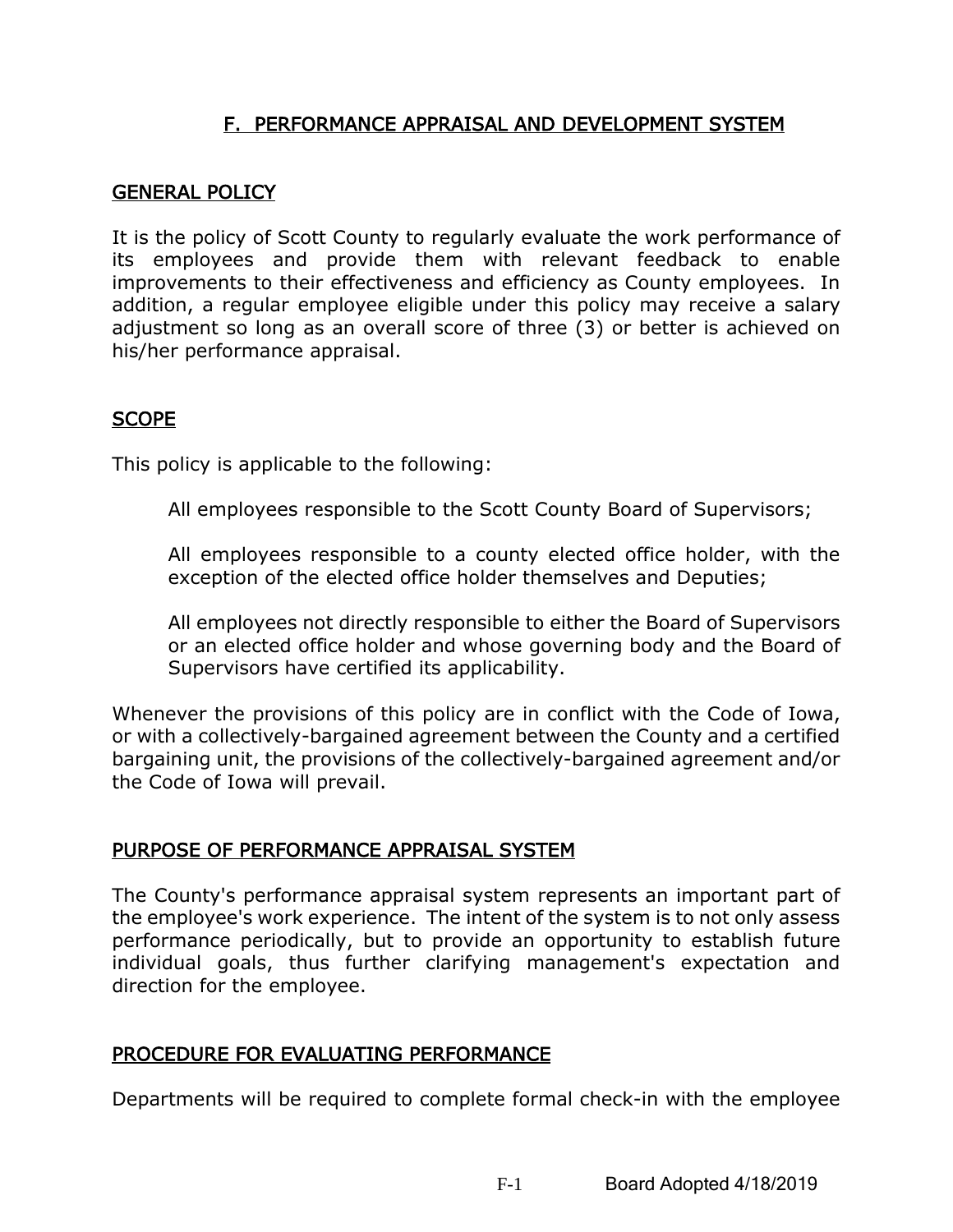# F. PERFORMANCE APPRAISAL AND DEVELOPMENT SYSTEM

## GENERAL POLICY

It is the policy of Scott County to regularly evaluate the work performance of its employees and provide them with relevant feedback to enable improvements to their effectiveness and efficiency as County employees. In addition, a regular employee eligible under this policy may receive a salary adjustment so long as an overall score of three (3) or better is achieved on his/her performance appraisal.

## SCOPE

This policy is applicable to the following:

> All employees responsible to the Scott County Board of Supervisors;
>
> All employees responsible to a county elected office holder, with the exception of the elected office holder themselves and Deputies;
>
> All employees not directly responsible to either the Board of Supervisors or an elected office holder and whose governing body and the Board of Supervisors have certified its applicability.

Whenever the provisions of this policy are in conflict with the Code of Iowa, or with a collectively-bargained agreement between the County and a certified bargaining unit, the provisions of the collectively-bargained agreement and/or the Code of Iowa will prevail.

## PURPOSE OF PERFORMANCE APPRAISAL SYSTEM

The County's performance appraisal system represents an important part of the employee's work experience. The intent of the system is to not only assess performance periodically, but to provide an opportunity to establish future individual goals, thus further clarifying management's expectation and direction for the employee.

## PROCEDURE FOR EVALUATING PERFORMANCE

Departments will be required to complete formal check-in with the employee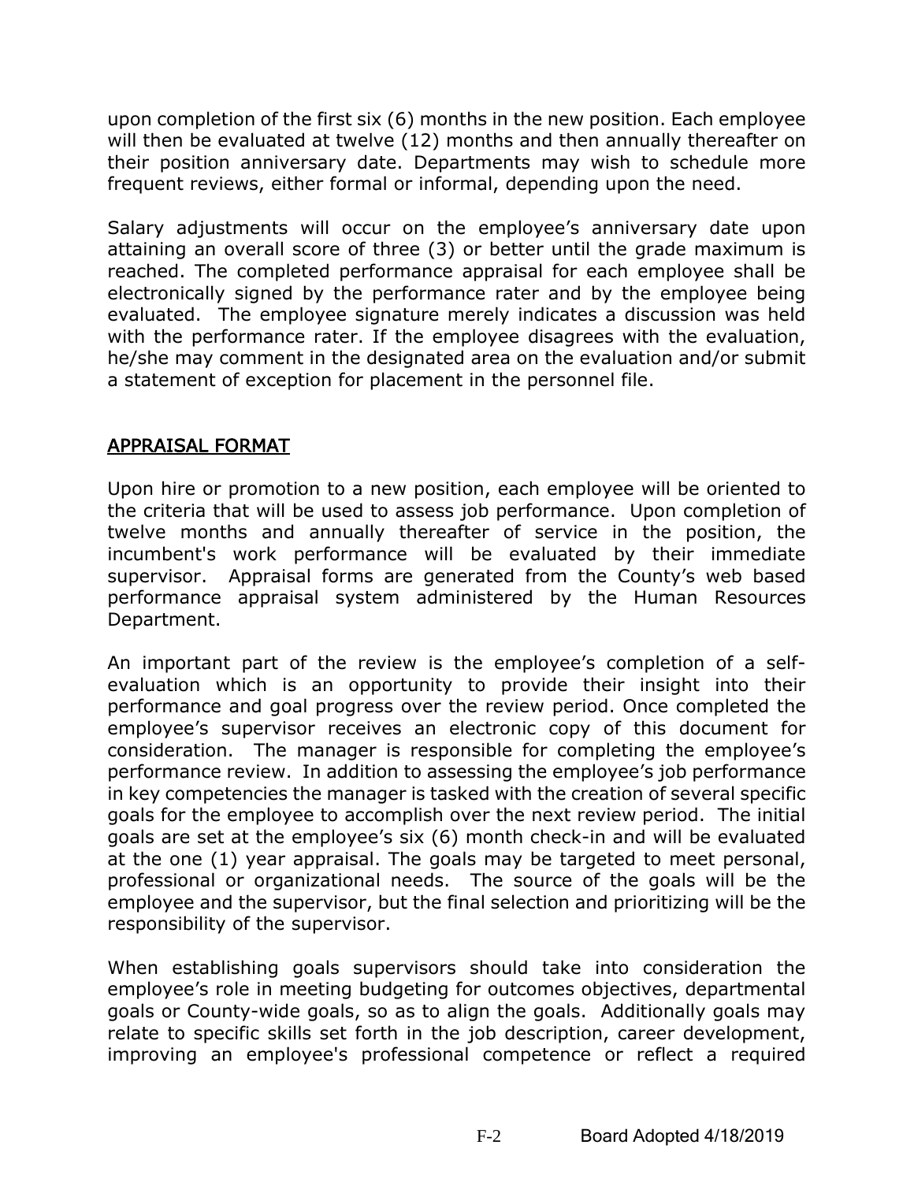upon completion of the first six (6) months in the new position. Each employee will then be evaluated at twelve (12) months and then annually thereafter on their position anniversary date. Departments may wish to schedule more frequent reviews, either formal or informal, depending upon the need.

Salary adjustments will occur on the employee's anniversary date upon attaining an overall score of three (3) or better until the grade maximum is reached. The completed performance appraisal for each employee shall be electronically signed by the performance rater and by the employee being evaluated. The employee signature merely indicates a discussion was held with the performance rater. If the employee disagrees with the evaluation, he/she may comment in the designated area on the evaluation and/or submit a statement of exception for placement in the personnel file.

## APPRAISAL FORMAT

Upon hire or promotion to a new position, each employee will be oriented to the criteria that will be used to assess job performance. Upon completion of twelve months and annually thereafter of service in the position, the incumbent's work performance will be evaluated by their immediate supervisor. Appraisal forms are generated from the County's web based performance appraisal system administered by the Human Resources Department.

An important part of the review is the employee's completion of a self-evaluation which is an opportunity to provide their insight into their performance and goal progress over the review period. Once completed the employee's supervisor receives an electronic copy of this document for consideration. The manager is responsible for completing the employee's performance review. In addition to assessing the employee's job performance in key competencies the manager is tasked with the creation of several specific goals for the employee to accomplish over the next review period. The initial goals are set at the employee's six (6) month check-in and will be evaluated at the one (1) year appraisal. The goals may be targeted to meet personal, professional or organizational needs. The source of the goals will be the employee and the supervisor, but the final selection and prioritizing will be the responsibility of the supervisor.

When establishing goals supervisors should take into consideration the employee's role in meeting budgeting for outcomes objectives, departmental goals or County-wide goals, so as to align the goals. Additionally goals may relate to specific skills set forth in the job description, career development, improving an employee's professional competence or reflect a required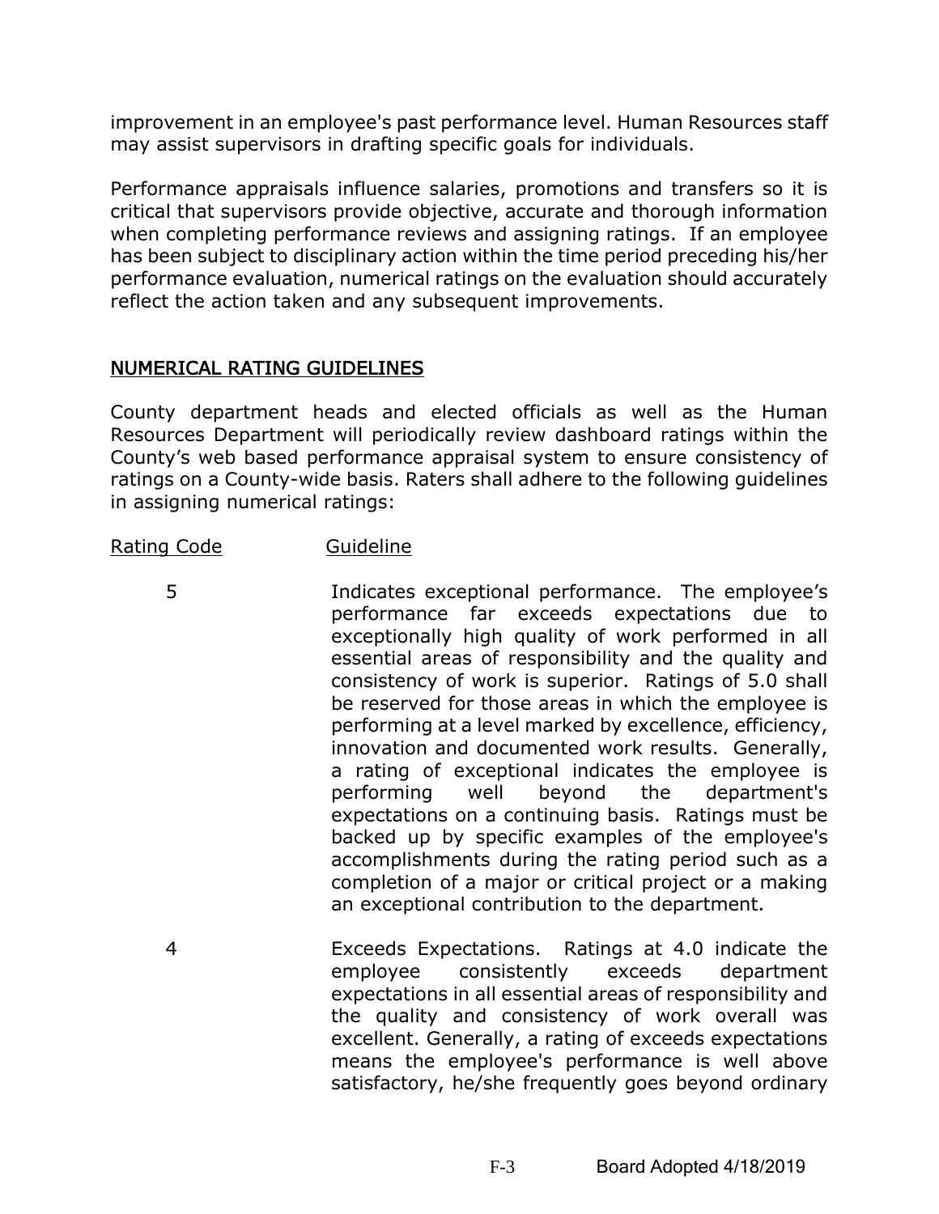improvement in an employee's past performance level. Human Resources staff may assist supervisors in drafting specific goals for individuals.

Performance appraisals influence salaries, promotions and transfers so it is critical that supervisors provide objective, accurate and thorough information when completing performance reviews and assigning ratings. If an employee has been subject to disciplinary action within the time period preceding his/her performance evaluation, numerical ratings on the evaluation should accurately reflect the action taken and any subsequent improvements.

## NUMERICAL RATING GUIDELINES

County department heads and elected officials as well as the Human Resources Department will periodically review dashboard ratings within the County's web based performance appraisal system to ensure consistency of ratings on a County-wide basis. Raters shall adhere to the following guidelines in assigning numerical ratings:

| Rating Code | Guideline |
| --- | --- |
| 5 | Indicates exceptional performance. The employee's performance far exceeds expectations due to exceptionally high quality of work performed in all essential areas of responsibility and the quality and consistency of work is superior. Ratings of 5.0 shall be reserved for those areas in which the employee is performing at a level marked by excellence, efficiency, innovation and documented work results. Generally, a rating of exceptional indicates the employee is performing well beyond the department's expectations on a continuing basis. Ratings must be backed up by specific examples of the employee's accomplishments during the rating period such as a completion of a major or critical project or a making an exceptional contribution to the department. |
| 4 | Exceeds Expectations. Ratings at 4.0 indicate the employee consistently exceeds department expectations in all essential areas of responsibility and the quality and consistency of work overall was excellent. Generally, a rating of exceeds expectations means the employee's performance is well above satisfactory, he/she frequently goes beyond ordinary |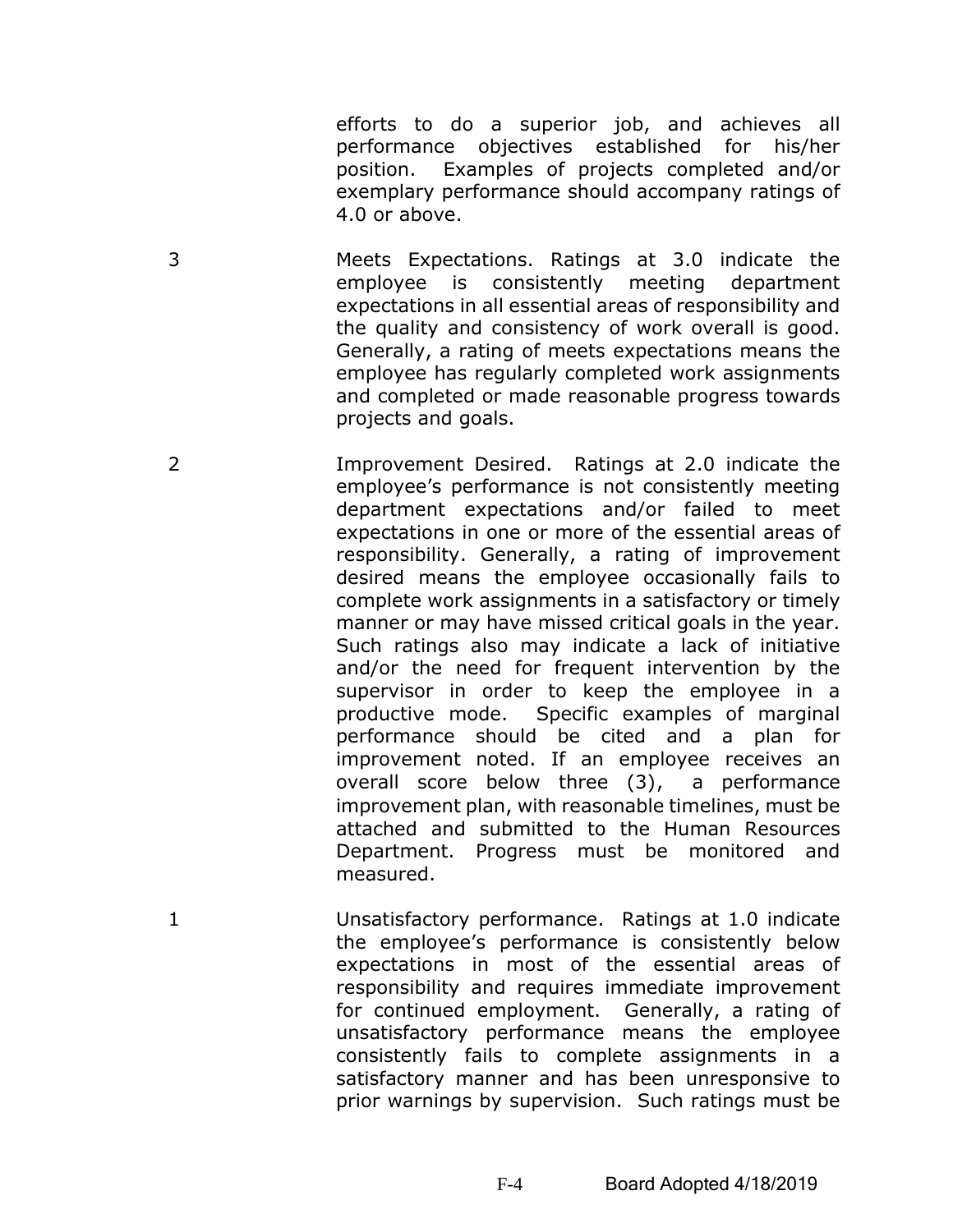efforts to do a superior job, and achieves all performance objectives established for his/her position. Examples of projects completed and/or exemplary performance should accompany ratings of 4.0 or above.

3 Meets Expectations. Ratings at 3.0 indicate the employee is consistently meeting department expectations in all essential areas of responsibility and the quality and consistency of work overall is good. Generally, a rating of meets expectations means the employee has regularly completed work assignments and completed or made reasonable progress towards projects and goals.

2 Improvement Desired. Ratings at 2.0 indicate the employee's performance is not consistently meeting department expectations and/or failed to meet expectations in one or more of the essential areas of responsibility. Generally, a rating of improvement desired means the employee occasionally fails to complete work assignments in a satisfactory or timely manner or may have missed critical goals in the year. Such ratings also may indicate a lack of initiative and/or the need for frequent intervention by the supervisor in order to keep the employee in a productive mode. Specific examples of marginal performance should be cited and a plan for improvement noted. If an employee receives an overall score below three (3), a performance improvement plan, with reasonable timelines, must be attached and submitted to the Human Resources Department. Progress must be monitored and measured.

1 Unsatisfactory performance. Ratings at 1.0 indicate the employee's performance is consistently below expectations in most of the essential areas of responsibility and requires immediate improvement for continued employment. Generally, a rating of unsatisfactory performance means the employee consistently fails to complete assignments in a satisfactory manner and has been unresponsive to prior warnings by supervision. Such ratings must be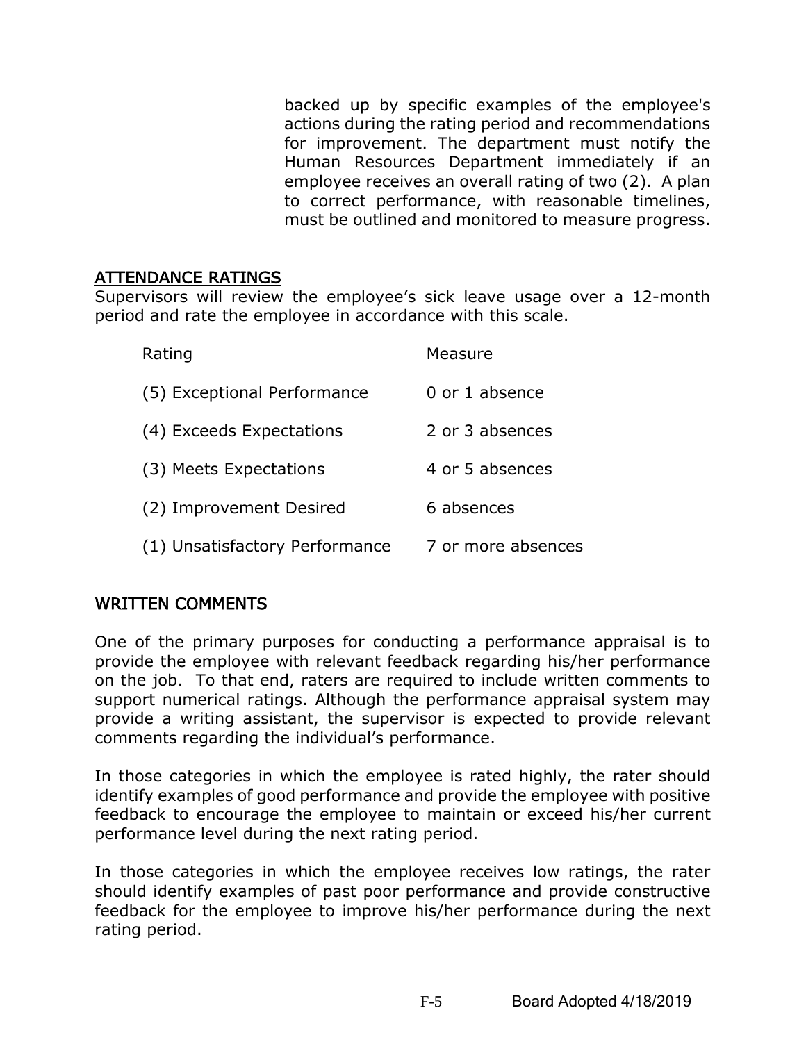backed up by specific examples of the employee's actions during the rating period and recommendations for improvement. The department must notify the Human Resources Department immediately if an employee receives an overall rating of two (2). A plan to correct performance, with reasonable timelines, must be outlined and monitored to measure progress.

## ATTENDANCE RATINGS

Supervisors will review the employee's sick leave usage over a 12-month period and rate the employee in accordance with this scale.

| Rating | Measure |
|---|---|
| (5) Exceptional Performance | 0 or 1 absence |
| (4) Exceeds Expectations | 2 or 3 absences |
| (3) Meets Expectations | 4 or 5 absences |
| (2) Improvement Desired | 6 absences |
| (1) Unsatisfactory Performance | 7 or more absences |

## WRITTEN COMMENTS

One of the primary purposes for conducting a performance appraisal is to provide the employee with relevant feedback regarding his/her performance on the job. To that end, raters are required to include written comments to support numerical ratings. Although the performance appraisal system may provide a writing assistant, the supervisor is expected to provide relevant comments regarding the individual's performance.

In those categories in which the employee is rated highly, the rater should identify examples of good performance and provide the employee with positive feedback to encourage the employee to maintain or exceed his/her current performance level during the next rating period.

In those categories in which the employee receives low ratings, the rater should identify examples of past poor performance and provide constructive feedback for the employee to improve his/her performance during the next rating period.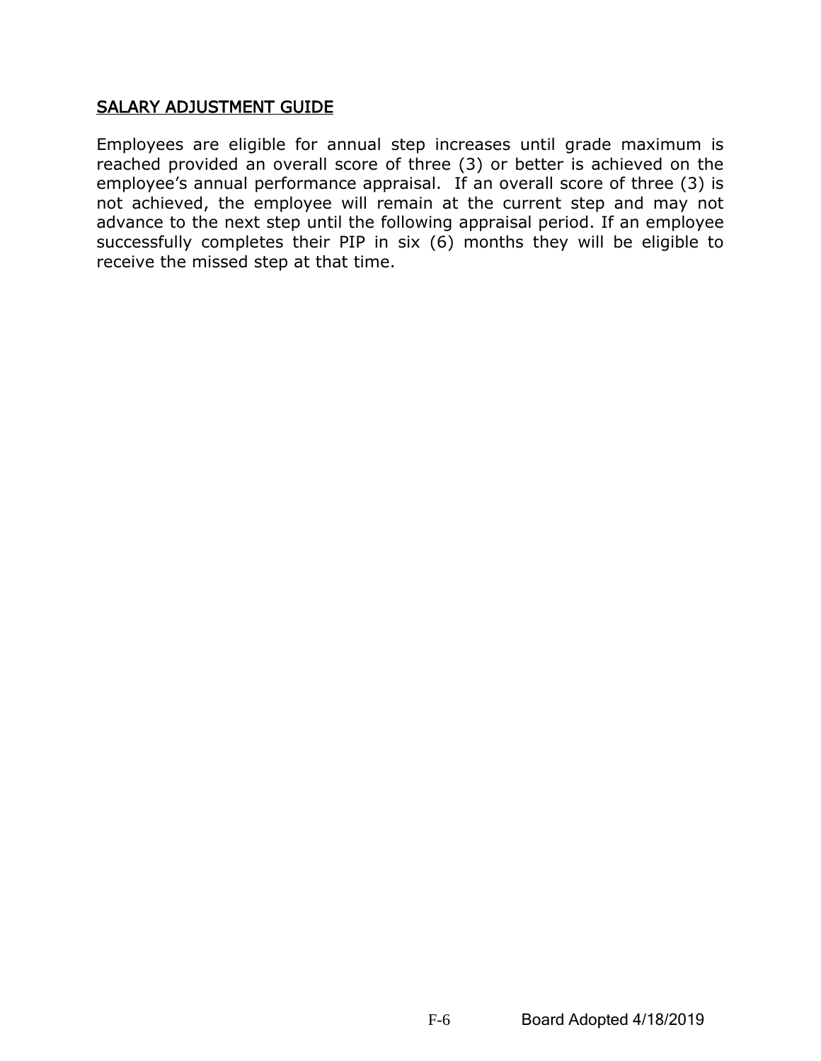## SALARY ADJUSTMENT GUIDE

Employees are eligible for annual step increases until grade maximum is reached provided an overall score of three (3) or better is achieved on the employee's annual performance appraisal. If an overall score of three (3) is not achieved, the employee will remain at the current step and may not advance to the next step until the following appraisal period. If an employee successfully completes their PIP in six (6) months they will be eligible to receive the missed step at that time.